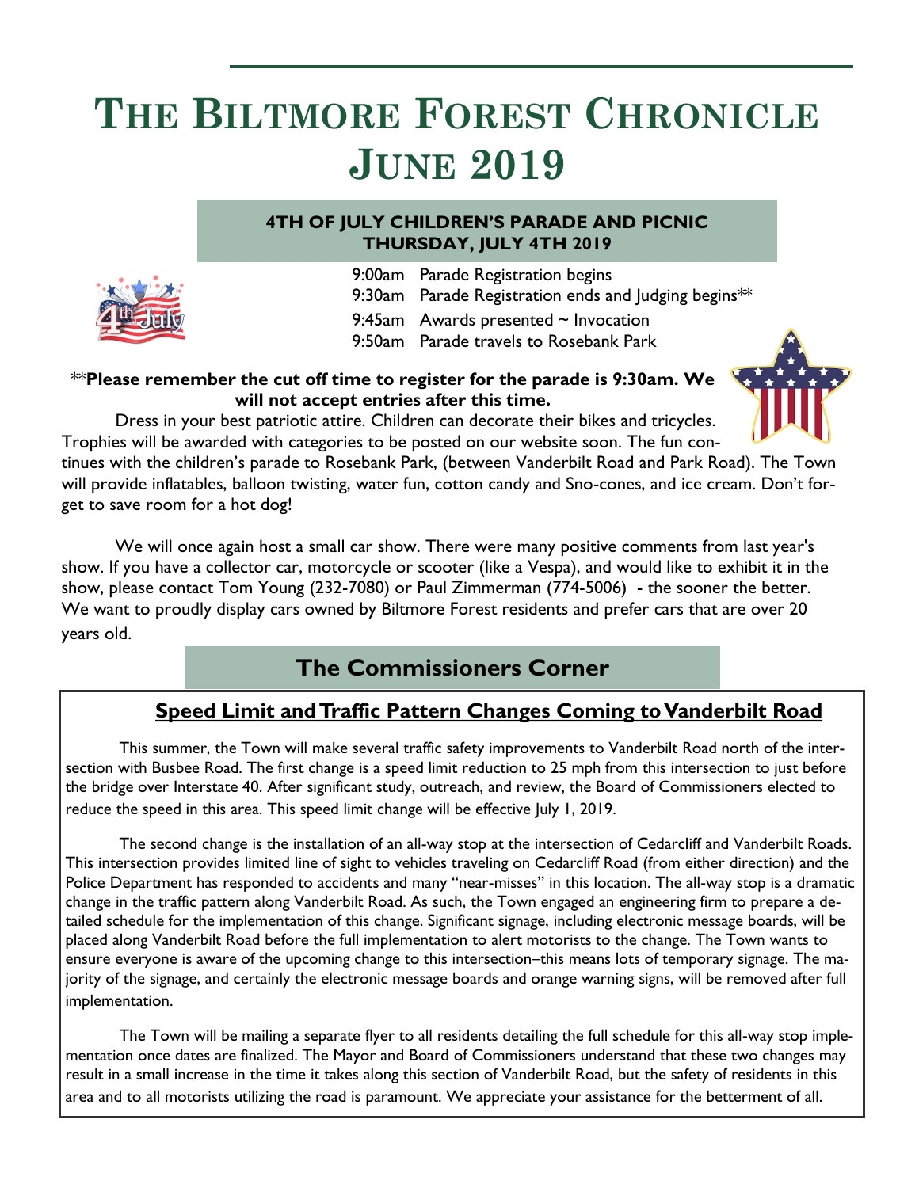# THE BILTMORE FOREST CHRONICLE JUNE 2019

## 4TH OF JULY CHILDREN'S PARADE AND PICNIC THURSDAY, JULY 4TH 2019

9:00am Parade Registration begins
9:30am Parade Registration ends and Judging begins**
9:45am Awards presented ~ Invocation
9:50am Parade travels to Rosebank Park

****Please remember the cut off time to register for the parade is 9:30am. We will not accept entries after this time.**

Dress in your best patriotic attire. Children can decorate their bikes and tricycles. Trophies will be awarded with categories to be posted on our website soon. The fun continues with the children's parade to Rosebank Park, (between Vanderbilt Road and Park Road). The Town will provide inflatables, balloon twisting, water fun, cotton candy and Sno-cones, and ice cream. Don't forget to save room for a hot dog!

We will once again host a small car show. There were many positive comments from last year's show. If you have a collector car, motorcycle or scooter (like a Vespa), and would like to exhibit it in the show, please contact Tom Young (232-7080) or Paul Zimmerman (774-5006) - the sooner the better. We want to proudly display cars owned by Biltmore Forest residents and prefer cars that are over 20 years old.

## The Commissioners Corner

### Speed Limit and Traffic Pattern Changes Coming to Vanderbilt Road

This summer, the Town will make several traffic safety improvements to Vanderbilt Road north of the intersection with Busbee Road. The first change is a speed limit reduction to 25 mph from this intersection to just before the bridge over Interstate 40. After significant study, outreach, and review, the Board of Commissioners elected to reduce the speed in this area. This speed limit change will be effective July 1, 2019.

The second change is the installation of an all-way stop at the intersection of Cedarcliff and Vanderbilt Roads. This intersection provides limited line of sight to vehicles traveling on Cedarcliff Road (from either direction) and the Police Department has responded to accidents and many "near-misses" in this location. The all-way stop is a dramatic change in the traffic pattern along Vanderbilt Road. As such, the Town engaged an engineering firm to prepare a detailed schedule for the implementation of this change. Significant signage, including electronic message boards, will be placed along Vanderbilt Road before the full implementation to alert motorists to the change. The Town wants to ensure everyone is aware of the upcoming change to this intersection–this means lots of temporary signage. The majority of the signage, and certainly the electronic message boards and orange warning signs, will be removed after full implementation.

The Town will be mailing a separate flyer to all residents detailing the full schedule for this all-way stop implementation once dates are finalized. The Mayor and Board of Commissioners understand that these two changes may result in a small increase in the time it takes along this section of Vanderbilt Road, but the safety of residents in this area and to all motorists utilizing the road is paramount. We appreciate your assistance for the betterment of all.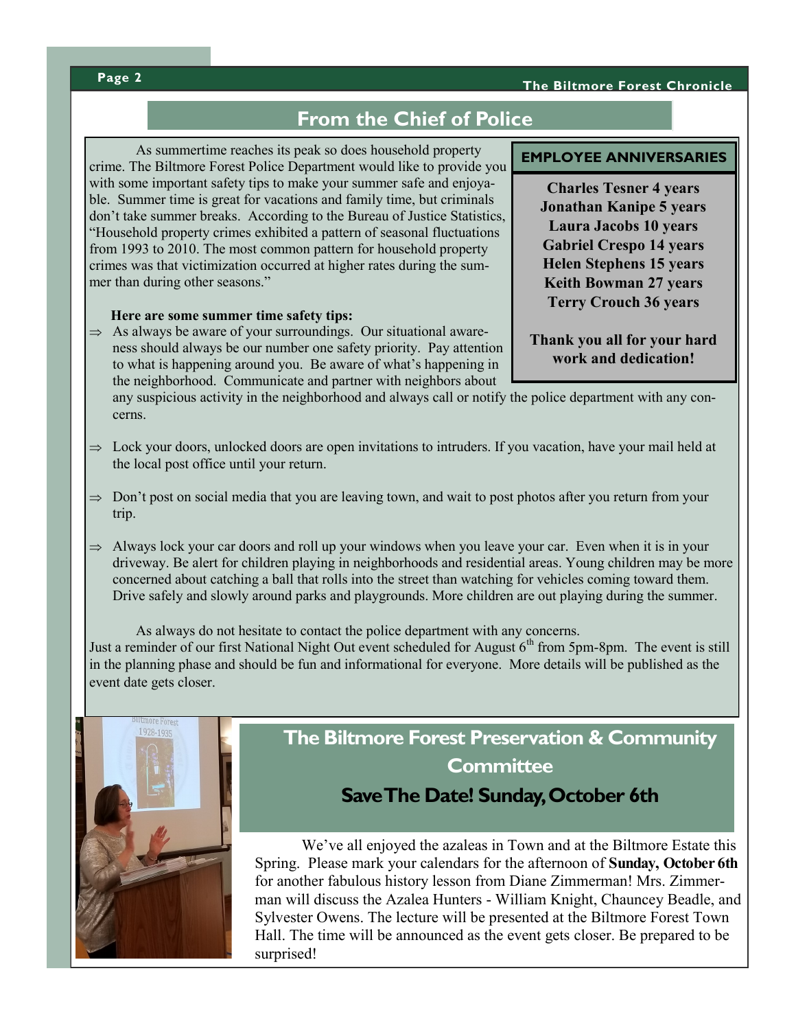## From the Chief of Police

As summertime reaches its peak so does household property crime. The Biltmore Forest Police Department would like to provide you with some important safety tips to make your summer safe and enjoyable. Summer time is great for vacations and family time, but criminals don't take summer breaks. According to the Bureau of Justice Statistics, "Household property crimes exhibited a pattern of seasonal fluctuations from 1993 to 2010. The most common pattern for household property crimes was that victimization occurred at higher rates during the summer than during other seasons."

**Here are some summer time safety tips:**

- As always be aware of your surroundings. Our situational awareness should always be our number one safety priority. Pay attention to what is happening around you. Be aware of what's happening in the neighborhood. Communicate and partner with neighbors about any suspicious activity in the neighborhood and always call or notify the police department with any concerns.
- Lock your doors, unlocked doors are open invitations to intruders. If you vacation, have your mail held at the local post office until your return.
- Don't post on social media that you are leaving town, and wait to post photos after you return from your trip.
- Always lock your car doors and roll up your windows when you leave your car. Even when it is in your driveway. Be alert for children playing in neighborhoods and residential areas. Young children may be more concerned about catching a ball that rolls into the street than watching for vehicles coming toward them. Drive safely and slowly around parks and playgrounds. More children are out playing during the summer.

As always do not hesitate to contact the police department with any concerns. Just a reminder of our first National Night Out event scheduled for August 6th from 5pm-8pm. The event is still in the planning phase and should be fun and informational for everyone. More details will be published as the event date gets closer.

### EMPLOYEE ANNIVERSARIES

**Charles Tesner 4 years**
**Jonathan Kanipe 5 years**
**Laura Jacobs 10 years**
**Gabriel Crespo 14 years**
**Helen Stephens 15 years**
**Keith Bowman 27 years**
**Terry Crouch 36 years**

**Thank you all for your hard work and dedication!**

## The Biltmore Forest Preservation & Community Committee

### Save The Date! Sunday, October 6th

We've all enjoyed the azaleas in Town and at the Biltmore Estate this Spring. Please mark your calendars for the afternoon of **Sunday, October 6th** for another fabulous history lesson from Diane Zimmerman! Mrs. Zimmerman will discuss the Azalea Hunters - William Knight, Chauncey Beadle, and Sylvester Owens. The lecture will be presented at the Biltmore Forest Town Hall. The time will be announced as the event gets closer. Be prepared to be surprised!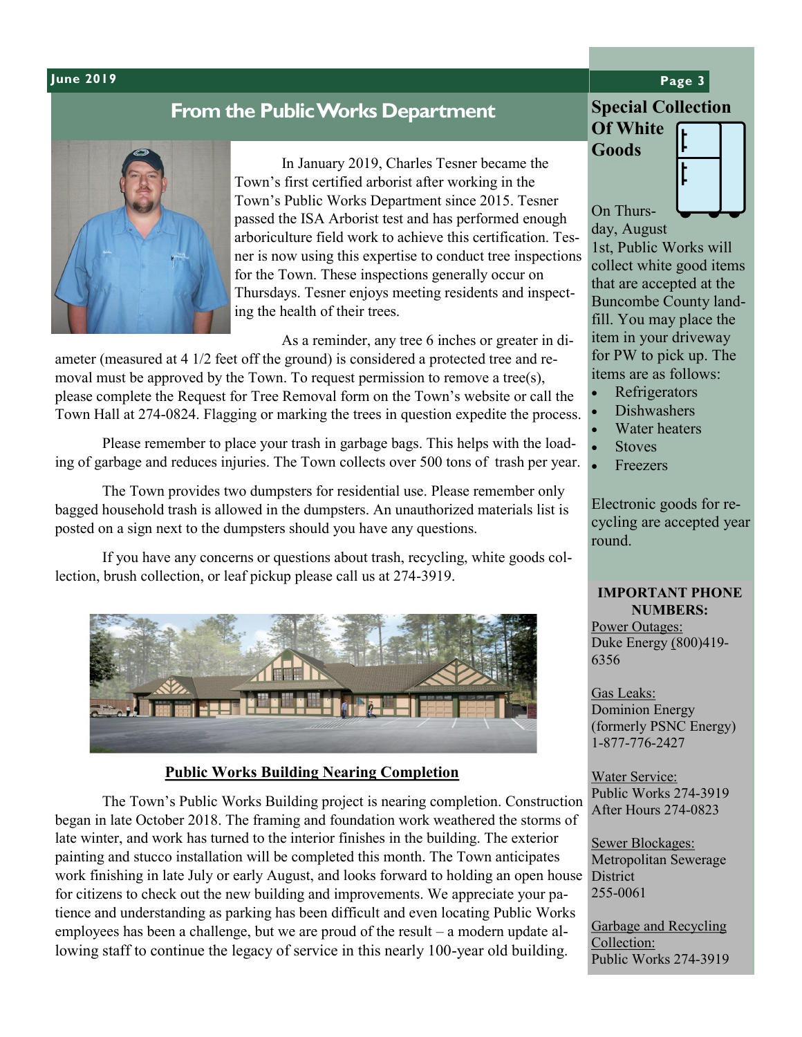## From the Public Works Department

In January 2019, Charles Tesner became the Town's first certified arborist after working in the Town's Public Works Department since 2015. Tesner passed the ISA Arborist test and has performed enough arboriculture field work to achieve this certification. Tesner is now using this expertise to conduct tree inspections for the Town. These inspections generally occur on Thursdays. Tesner enjoys meeting residents and inspecting the health of their trees.

As a reminder, any tree 6 inches or greater in diameter (measured at 4 1/2 feet off the ground) is considered a protected tree and removal must be approved by the Town. To request permission to remove a tree(s), please complete the Request for Tree Removal form on the Town's website or call the Town Hall at 274-0824. Flagging or marking the trees in question expedite the process.

Please remember to place your trash in garbage bags. This helps with the loading of garbage and reduces injuries. The Town collects over 500 tons of trash per year.

The Town provides two dumpsters for residential use. Please remember only bagged household trash is allowed in the dumpsters. An unauthorized materials list is posted on a sign next to the dumpsters should you have any questions.

If you have any concerns or questions about trash, recycling, white goods collection, brush collection, or leaf pickup please call us at 274-3919.

**Public Works Building Nearing Completion**

The Town's Public Works Building project is nearing completion. Construction began in late October 2018. The framing and foundation work weathered the storms of late winter, and work has turned to the interior finishes in the building. The exterior painting and stucco installation will be completed this month. The Town anticipates work finishing in late July or early August, and looks forward to holding an open house for citizens to check out the new building and improvements. We appreciate your patience and understanding as parking has been difficult and even locating Public Works employees has been a challenge, but we are proud of the result – a modern update allowing staff to continue the legacy of service in this nearly 100-year old building.

## Special Collection Of White Goods

On Thursday, August 1st, Public Works will collect white good items that are accepted at the Buncombe County landfill. You may place the item in your driveway for PW to pick up. The items are as follows:

- Refrigerators
- Dishwashers
- Water heaters
- Stoves
- Freezers

Electronic goods for recycling are accepted year round.

**IMPORTANT PHONE NUMBERS:**

Power Outages:
Duke Energy (800)419-6356

Gas Leaks:
Dominion Energy (formerly PSNC Energy) 1-877-776-2427

Water Service:
Public Works 274-3919
After Hours 274-0823

Sewer Blockages:
Metropolitan Sewerage District
255-0061

Garbage and Recycling Collection:
Public Works 274-3919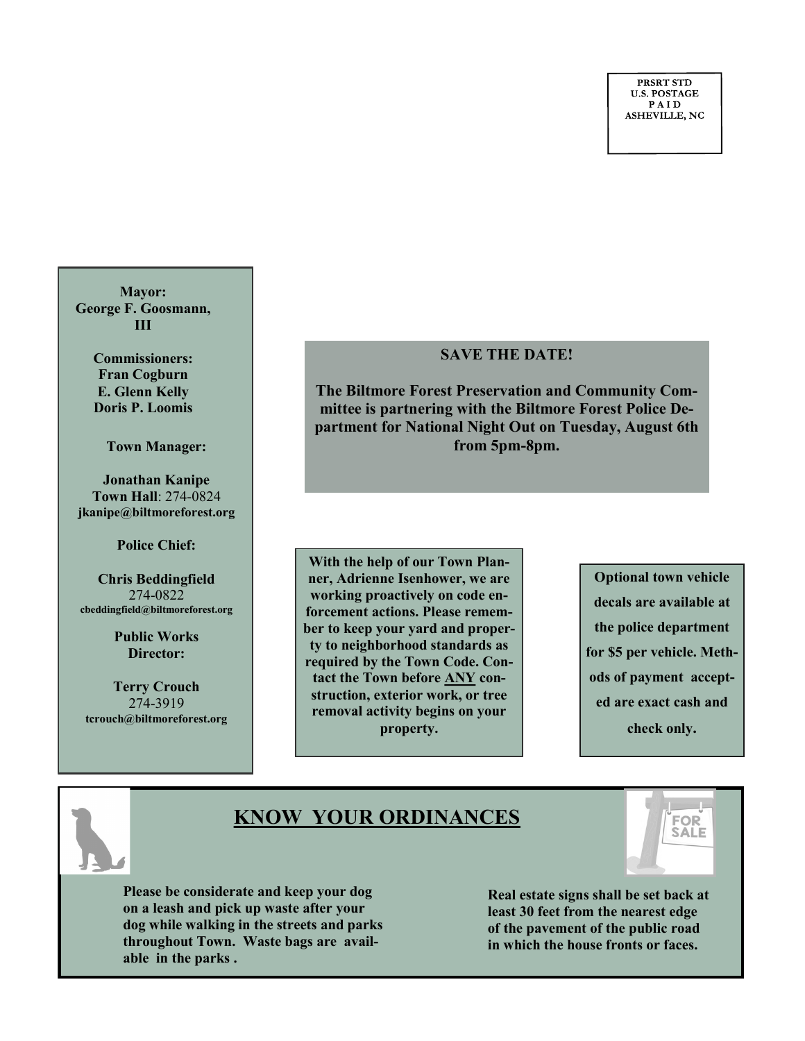PRSRT STD
U.S. POSTAGE
PAID
ASHEVILLE, NC

**Mayor:**
**George F. Goosmann, III**

**Commissioners:**
**Fran Cogburn**
**E. Glenn Kelly**
**Doris P. Loomis**

**Town Manager:**

**Jonathan Kanipe**
**Town Hall**: 274-0824
**jkanipe@biltmoreforest.org**

**Police Chief:**

**Chris Beddingfield**
274-0822
**cbeddingfield@biltmoreforest.org**

**Public Works Director:**

**Terry Crouch**
274-3919
**tcrouch@biltmoreforest.org**

**SAVE THE DATE!**

**The Biltmore Forest Preservation and Community Committee is partnering with the Biltmore Forest Police Department for National Night Out on Tuesday, August 6th from 5pm-8pm.**

**With the help of our Town Planner, Adrienne Isenhower, we are working proactively on code enforcement actions. Please remember to keep your yard and property to neighborhood standards as required by the Town Code. Contact the Town before <u>ANY</u> construction, exterior work, or tree removal activity begins on your property.**

**Optional town vehicle decals are available at the police department for $5 per vehicle. Methods of payment accepted are exact cash and check only.**

## <u>KNOW YOUR ORDINANCES</u>

**Please be considerate and keep your dog on a leash and pick up waste after your dog while walking in the streets and parks throughout Town. Waste bags are available in the parks .**

**Real estate signs shall be set back at least 30 feet from the nearest edge of the pavement of the public road in which the house fronts or faces.**